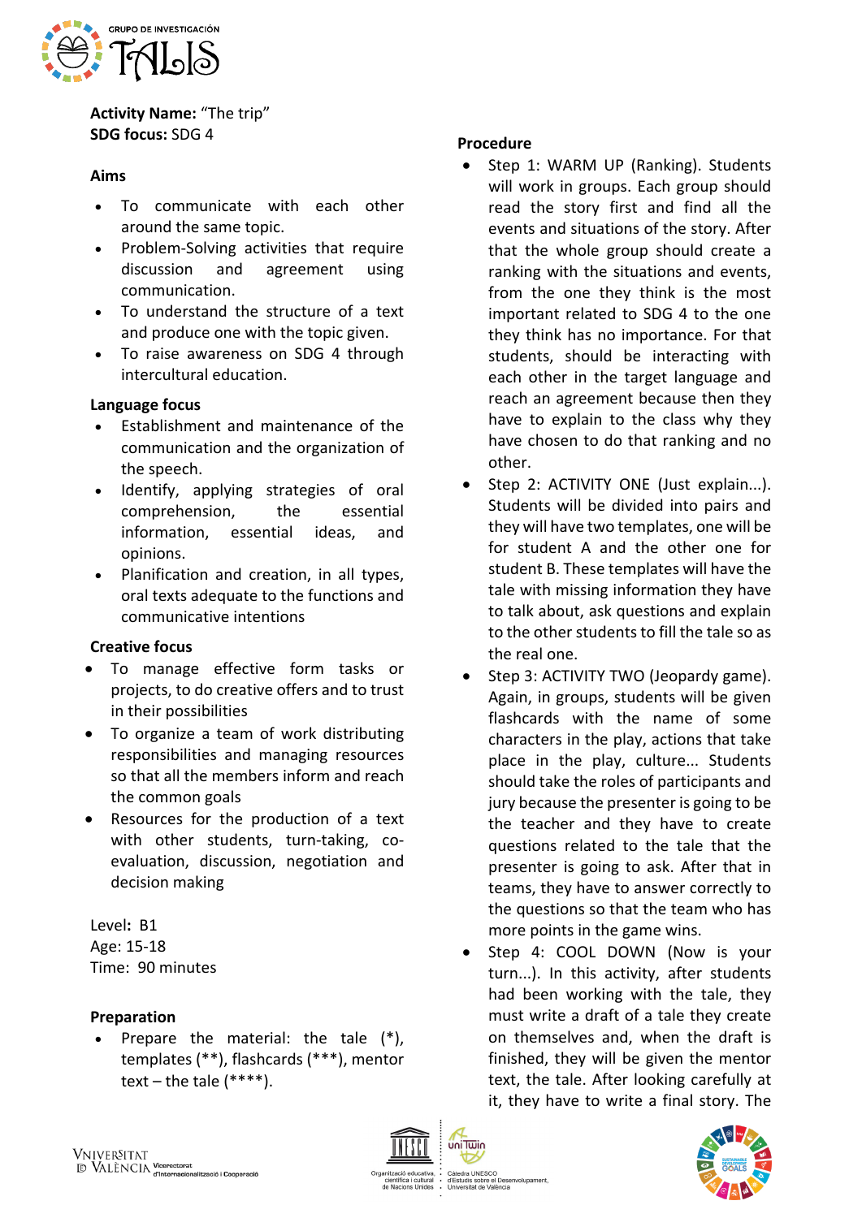**Activity Name:** "The trip"
**SDG focus:** SDG 4

**Aims**

- To communicate with each other around the same topic.
- Problem-Solving activities that require discussion and agreement using communication.
- To understand the structure of a text and produce one with the topic given.
- To raise awareness on SDG 4 through intercultural education.

**Language focus**

- Establishment and maintenance of the communication and the organization of the speech.
- Identify, applying strategies of oral comprehension, the essential information, essential ideas, and opinions.
- Planification and creation, in all types, oral texts adequate to the functions and communicative intentions

**Creative focus**

- To manage effective form tasks or projects, to do creative offers and to trust in their possibilities
- To organize a team of work distributing responsibilities and managing resources so that all the members inform and reach the common goals
- Resources for the production of a text with other students, turn-taking, co-evaluation, discussion, negotiation and decision making

Level**:** B1
Age: 15-18
Time: 90 minutes

**Preparation**

- Prepare the material: the tale (*), templates (**), flashcards (***), mentor text – the tale (****).

**Procedure**

- Step 1: WARM UP (Ranking). Students will work in groups. Each group should read the story first and find all the events and situations of the story. After that the whole group should create a ranking with the situations and events, from the one they think is the most important related to SDG 4 to the one they think has no importance. For that students, should be interacting with each other in the target language and reach an agreement because then they have to explain to the class why they have chosen to do that ranking and no other.
- Step 2: ACTIVITY ONE (Just explain...). Students will be divided into pairs and they will have two templates, one will be for student A and the other one for student B. These templates will have the tale with missing information they have to talk about, ask questions and explain to the other students to fill the tale so as the real one.
- Step 3: ACTIVITY TWO (Jeopardy game). Again, in groups, students will be given flashcards with the name of some characters in the play, actions that take place in the play, culture... Students should take the roles of participants and jury because the presenter is going to be the teacher and they have to create questions related to the tale that the presenter is going to ask. After that in teams, they have to answer correctly to the questions so that the team who has more points in the game wins.
- Step 4: COOL DOWN (Now is your turn...). In this activity, after students had been working with the tale, they must write a draft of a tale they create on themselves and, when the draft is finished, they will be given the mentor text, the tale. After looking carefully at it, they have to write a final story. The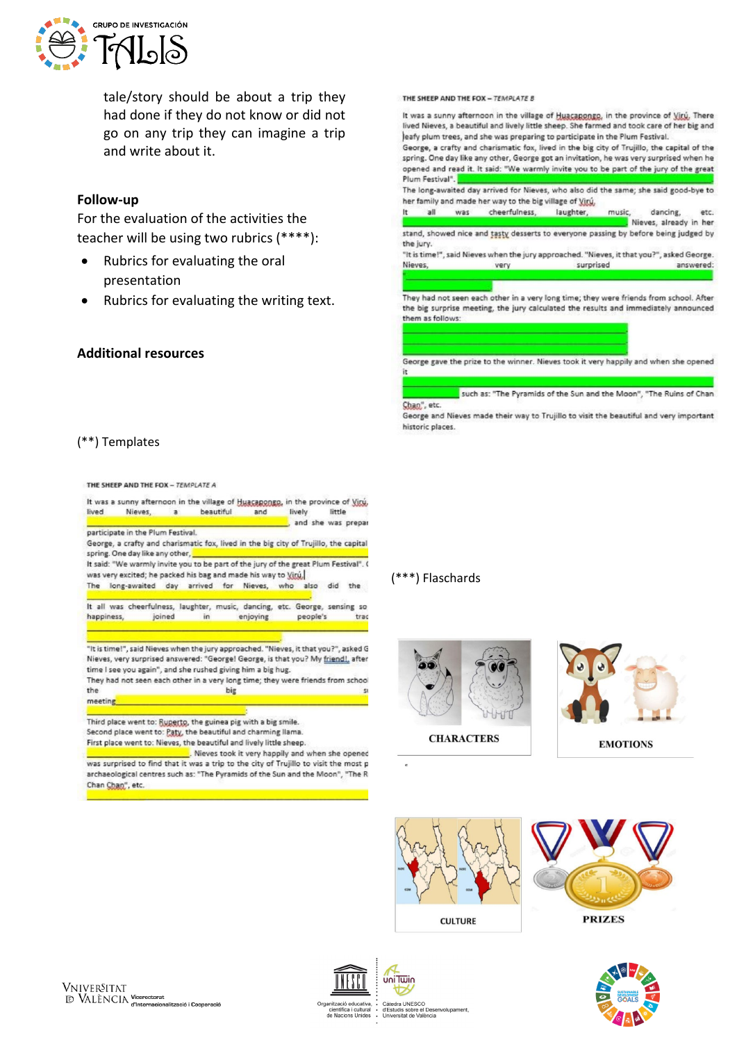tale/story should be about a trip they had done if they do not know or did not go on any trip they can imagine a trip and write about it.

## Follow-up

For the evaluation of the activities the teacher will be using two rubrics (****):

- Rubrics for evaluating the oral presentation
- Rubrics for evaluating the writing text.

## Additional resources

(**) Templates

**THE SHEEP AND THE FOX –** *TEMPLATE A*

It was a sunny afternoon in the village of Huacapongo, in the province of Virú. lived Nieves, a beautiful and lively little ___ and she was prepar participate in the Plum Festival.

George, a crafty and charismatic fox, lived in the big city of Trujillo, the capital spring. One day like any other, ___

It said: "We warmly invite you to be part of the jury of the great Plum Festival". was very excited; he packed his bag and made his way to Virú.

The long-awaited day arrived for Nieves, who also did the ___

It all was cheerfulness, laughter, music, dancing, etc. George, sensing so happiness, joined in enjoying people's trad ___

"It is time!", said Nieves when the jury approached. "Nieves, it that you?", asked G Nieves, very surprised answered: "George! George, is that you? My friend!, after time I see you again", and she rushed giving him a big hug.

They had not seen each other in a very long time; they were friends from schoo the big ___ meeting ___

Third place went to: Ruperto, the guinea pig with a big smile.
Second place went to: Paty, the beautiful and charming llama.
First place went to: Nieves, the beautiful and lively little sheep.

___ Nieves took it very happily and when she opened was surprised to find that it was a trip to the city of Trujillo to visit the most p archaeological centres such as: "The Pyramids of the Sun and the Moon", "The R Chan Chan", etc.

___

**THE SHEEP AND THE FOX –** *TEMPLATE B*

It was a sunny afternoon in the village of Huacapongo, in the province of Virú. There lived Nieves, a beautiful and lively little sheep. She farmed and took care of her big and leafy plum trees, and she was preparing to participate in the Plum Festival.

George, a crafty and charismatic fox, lived in the big city of Trujillo, the capital of the spring. One day like any other, George got an invitation, he was very surprised when he opened and read it. It said: "We warmly invite you to be part of the jury of the great Plum Festival". ___

The long-awaited day arrived for Nieves, who also did the same; she said good-bye to her family and made her way to the big village of Virú.

It all was cheerfulness, laughter, music, dancing, etc. ___ Nieves, already in her stand, showed nice and tasty desserts to everyone passing by before being judged by the jury.

"It is time!", said Nieves when the jury approached. "Nieves, it that you?", asked George. Nieves, very surprised answered: ___

They had not seen each other in a very long time; they were friends from school. After the big surprise meeting, the jury calculated the results and immediately announced them as follows:

___

George gave the prize to the winner. Nieves took it very happily and when she opened it ___ such as: "The Pyramids of the Sun and the Moon", "The Ruins of Chan Chan", etc.

George and Nieves made their way to Trujillo to visit the beautiful and very important historic places.

(***) Flaschards

CHARACTERS

EMOTIONS

CULTURE

PRIZES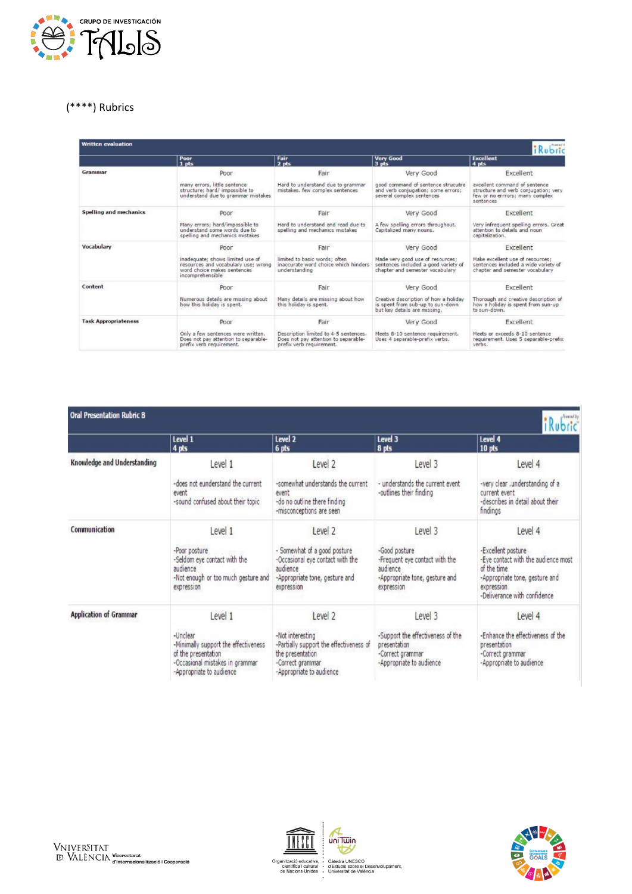(****) Rubrics

| Written evaluation | Poor 1 pts | Fair 2 pts | Very Good 3 pts | Excellent 4 pts |
|---|---|---|---|---|
| **Grammar** | Poor<br>many errors, little sentence structure; hard/ impossible to understand due to grammar mistakes | Fair<br>Hard to understand due to grammar mistakes. few complex sentences | Very Good<br>good command of sentence strucutre and verb conjugation; some errors; several complex sentences | Excellent<br>excellent command of sentence structure and verb conjugation; very few or no errrors; many complex sentences |
| **Spelling and mechanics** | Poor<br>Many errors; hard/impossible to understand some words due to spelling and mechanics mistakes | Fair<br>Hard to understand and read due to spelling and mechanics mistakes | Very Good<br>A few spelling errors throughout. Capitalized many nouns. | Excellent<br>Very infrequent spelling errors. Great attention to details and noun capitalization. |
| **Vocabulary** | Poor<br>inadequate; shows limited use of resources and vocabulary use; wrong word choice makes sentences incomprehensible | Fair<br>limited to basic words; often inaccurate word choice which hinders understanding | Very Good<br>Made very good use of resources; sentences included a good variety of chapter and semester vocabulary | Excellent<br>Make excellent use of resources; sentences included a wide variety of chapter and semester vocabulary |
| **Content** | Poor<br>Numerous details are missing about how this holiday is spent. | Fair<br>Many details are missing about how this holiday is spent. | Very Good<br>Creative description of how a holiday is spent from sub-up to sun-down but key details are missing. | Excellent<br>Thorough and creative description of how a holiday is spent from sun-up to sun-down. |
| **Task Appropriateness** | Poor<br>Only a few sentences were written. Does not pay attention to separable-prefix verb requirement. | Fair<br>Description limited to 4-5 sentences. Does not pay attention to separable-prefix verb requirement. | Very Good<br>Meets 8-10 sentence requirement. Uses 4 separable-prefix verbs. | Excellent<br>Meets or exceeds 8-10 sentence requirement. Uses 5 separable-prefix verbs. |

| Oral Presentation Rubric B | Level 1 4 pts | Level 2 6 pts | Level 3 8 pts | Level 4 10 pts |
|---|---|---|---|---|
| **Knowledge and Understanding** | Level 1<br>-does not eunderstand the current event<br>-sound confused about their topic | Level 2<br>-somewhat understands the current event<br>-do no outline there finding<br>-misconceptions are seen | Level 3<br>- understands the current event<br>-outlines their finding | Level 4<br>-very clear .understanding of a current event<br>-describes in detail about their findings |
| **Communication** | Level 1<br>-Poor posture<br>-Seldom eye contact with the audience<br>-Not enough or too much gesture and expression | Level 2<br>- Somewhat of a good posture<br>-Occasional eye contact with the audience<br>-Appropriate tone, gesture and expression | Level 3<br>-Good posture<br>-Frequent eye contact with the audience<br>-Appropriate tone, gesture and expression | Level 4<br>-Excellent posture<br>-Eye contact with the audience most of the time<br>-Appropriate tone, gesture and expression<br>-Deliverance with confidence |
| **Application of Grammar** | Level 1<br>-Unclear<br>-Minimally support the effectiveness of the presentation<br>-Occasional mistakes in grammar<br>-Appropriate to audience | Level 2<br>-Not interesting<br>-Partially support the effectiveness of the presentation<br>-Correct grammar<br>-Appropriate to audience | Level 3<br>-Support the effectiveness of the presentation<br>-Correct grammar<br>-Appropriate to audience | Level 4<br>-Enhance the effectiveness of the presentation<br>-Correct grammar<br>-Appropriate to audience |